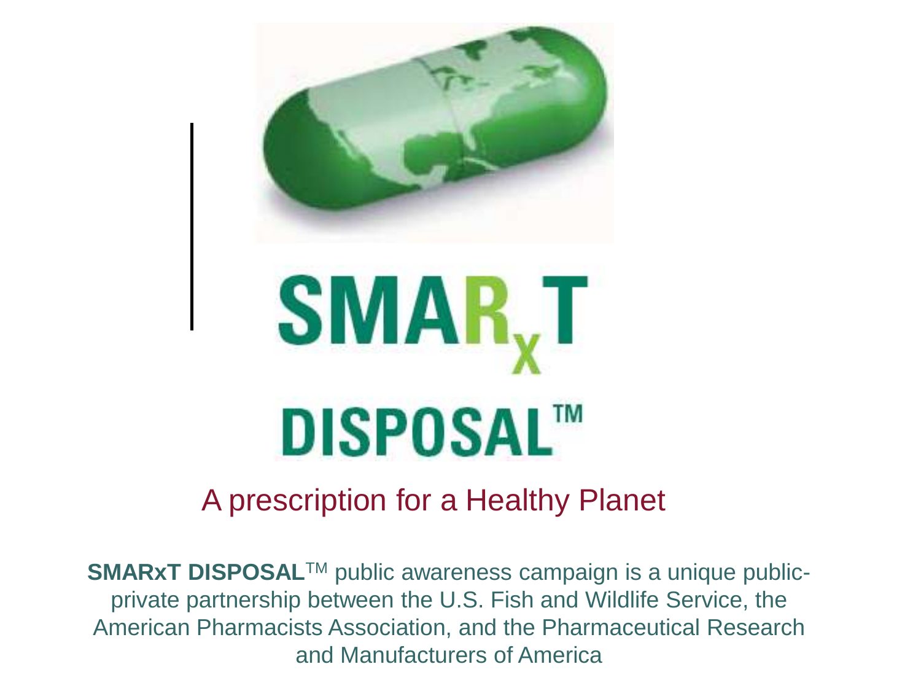# SMARxT DISPOSAL™

A prescription for a Healthy Planet

**SMARxT DISPOSAL**™ public awareness campaign is a unique public-private partnership between the U.S. Fish and Wildlife Service, the American Pharmacists Association, and the Pharmaceutical Research and Manufacturers of America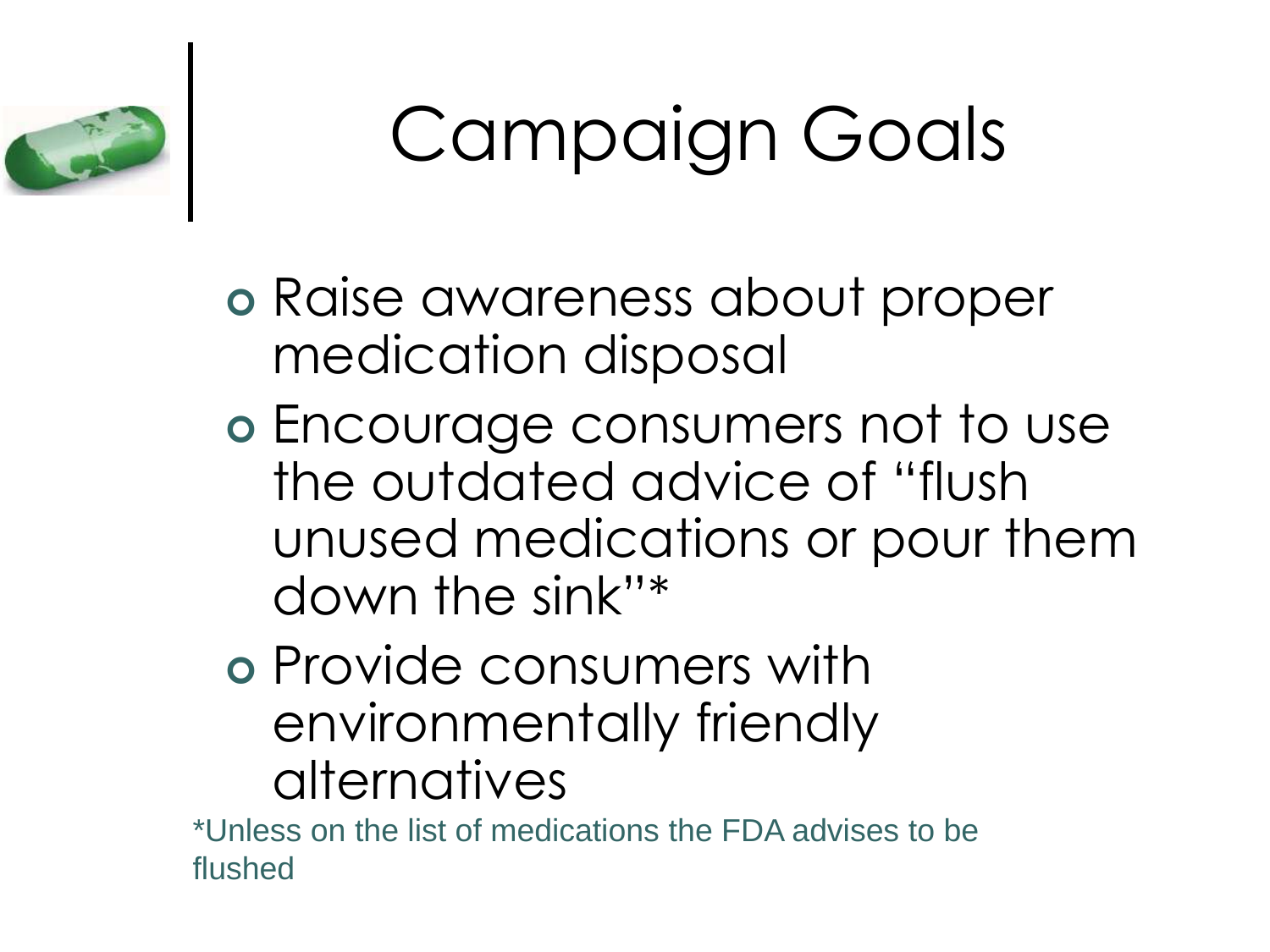# Campaign Goals

- Raise awareness about proper medication disposal
- Encourage consumers not to use the outdated advice of "flush unused medications or pour them down the sink"*
- Provide consumers with environmentally friendly alternatives

*Unless on the list of medications the FDA advises to be flushed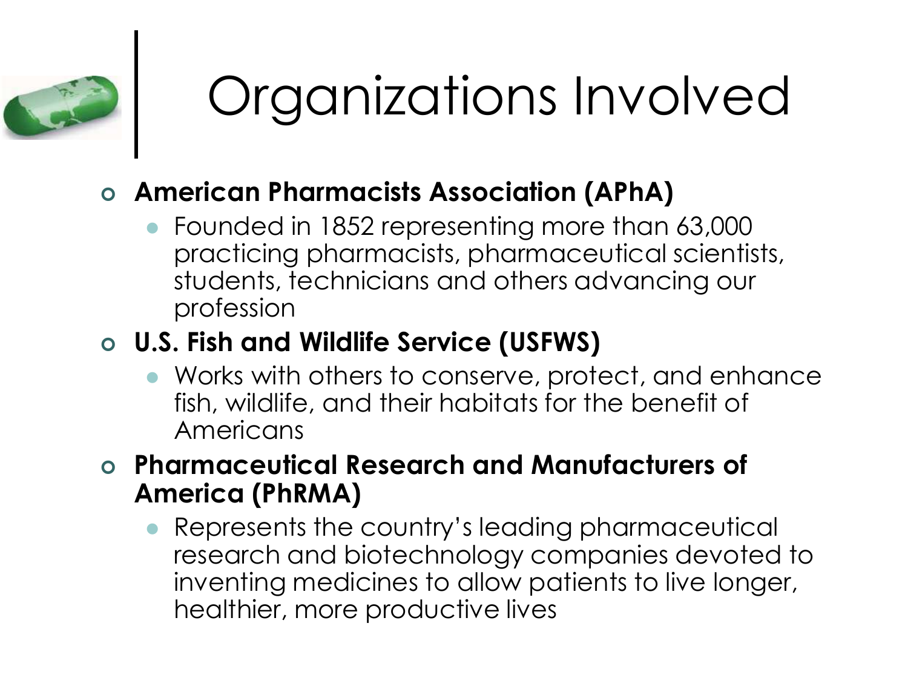# Organizations Involved

- **American Pharmacists Association (APhA)**
  - Founded in 1852 representing more than 63,000 practicing pharmacists, pharmaceutical scientists, students, technicians and others advancing our profession
- **U.S. Fish and Wildlife Service (USFWS)**
  - Works with others to conserve, protect, and enhance fish, wildlife, and their habitats for the benefit of Americans
- **Pharmaceutical Research and Manufacturers of America (PhRMA)**
  - Represents the country's leading pharmaceutical research and biotechnology companies devoted to inventing medicines to allow patients to live longer, healthier, more productive lives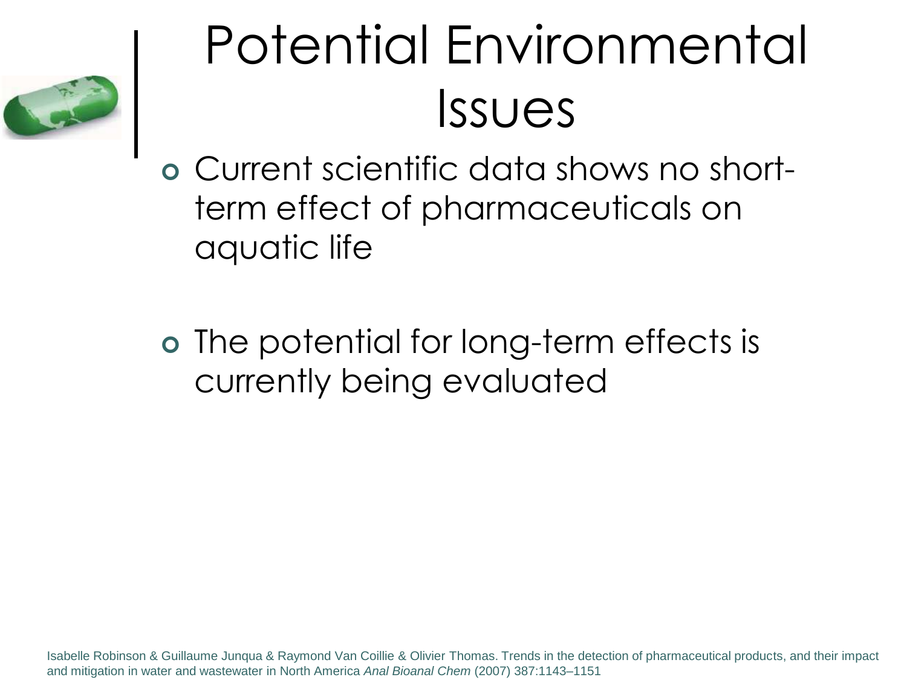# Potential Environmental Issues

- Current scientific data shows no short-term effect of pharmaceuticals on aquatic life

- The potential for long-term effects is currently being evaluated

Isabelle Robinson & Guillaume Junqua & Raymond Van Coillie & Olivier Thomas. Trends in the detection of pharmaceutical products, and their impact and mitigation in water and wastewater in North America *Anal Bioanal Chem* (2007) 387:1143–1151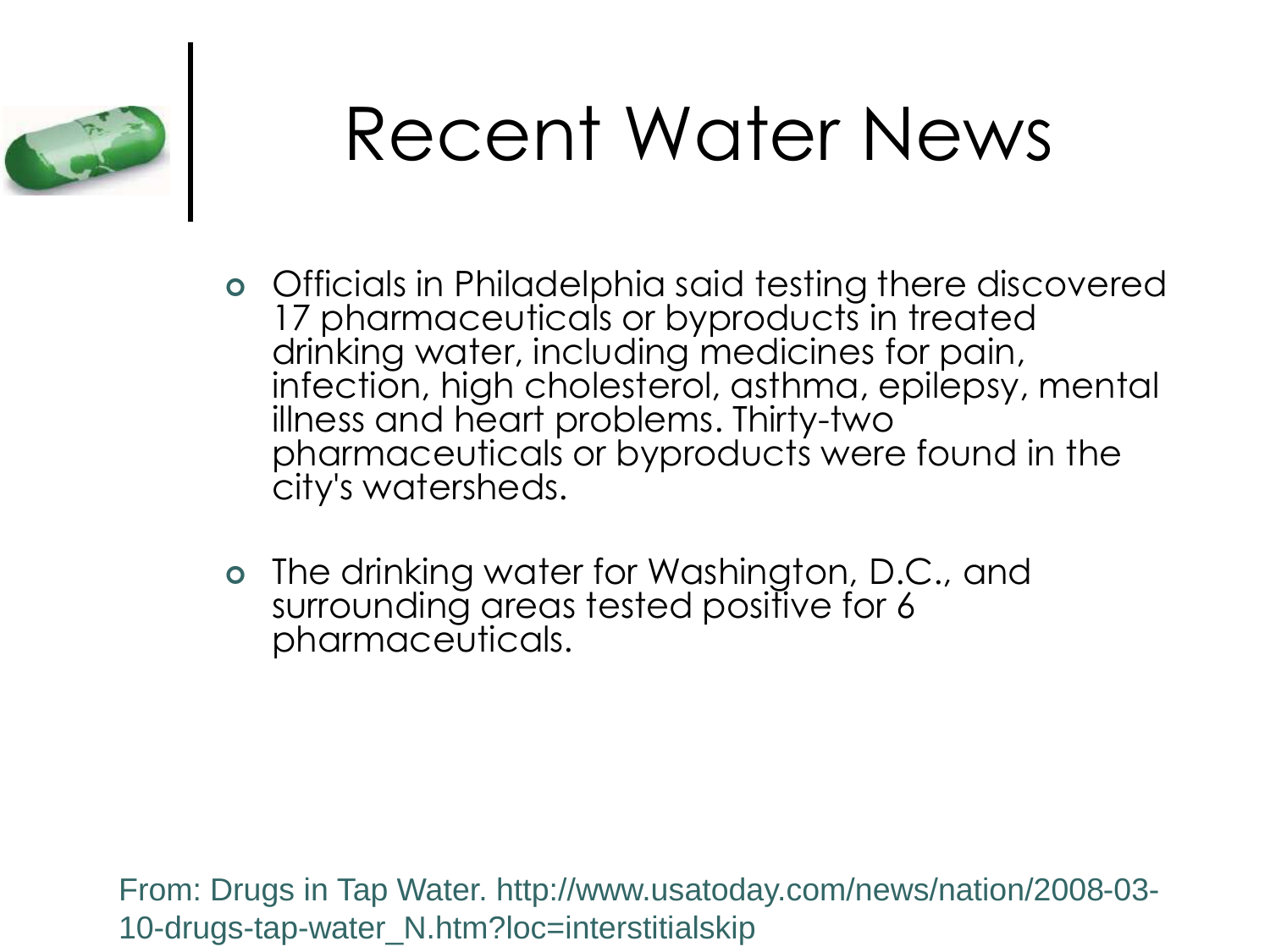# Recent Water News

- Officials in Philadelphia said testing there discovered 17 pharmaceuticals or byproducts in treated drinking water, including medicines for pain, infection, high cholesterol, asthma, epilepsy, mental illness and heart problems. Thirty-two pharmaceuticals or byproducts were found in the city's watersheds.

- The drinking water for Washington, D.C., and surrounding areas tested positive for 6 pharmaceuticals.

From: Drugs in Tap Water. http://www.usatoday.com/news/nation/2008-03-10-drugs-tap-water_N.htm?loc=interstitialskip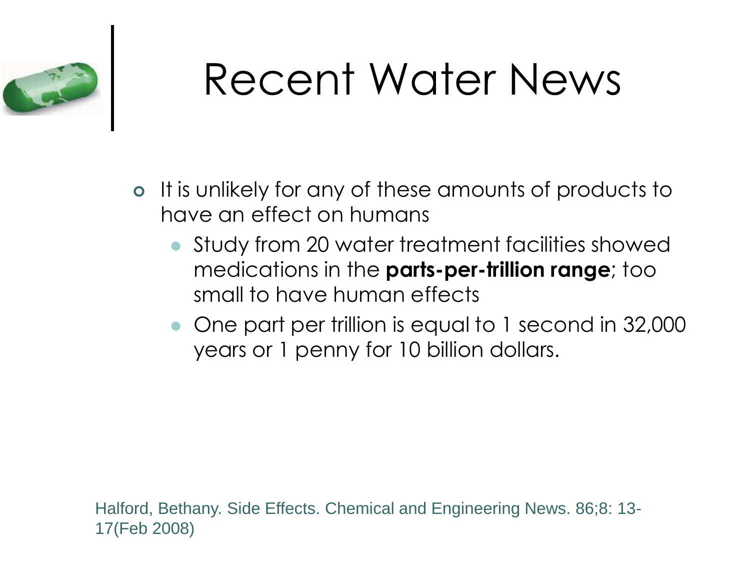# Recent Water News

- It is unlikely for any of these amounts of products to have an effect on humans
  - Study from 20 water treatment facilities showed medications in the **parts-per-trillion range**; too small to have human effects
  - One part per trillion is equal to 1 second in 32,000 years or 1 penny for 10 billion dollars.

Halford, Bethany. Side Effects. Chemical and Engineering News. 86;8: 13-17(Feb 2008)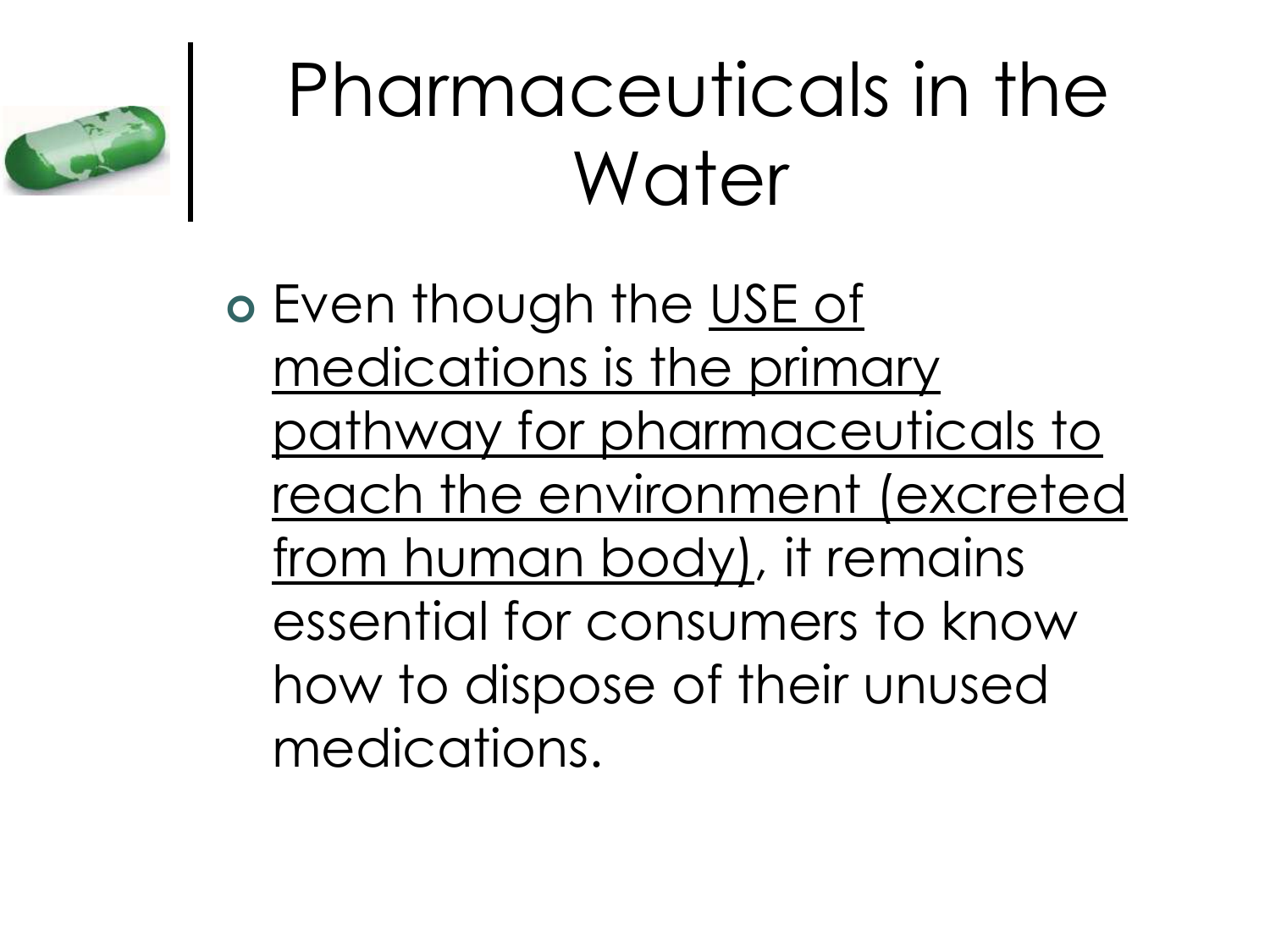# Pharmaceuticals in the Water

- Even though the <u>USE of medications is the primary pathway for pharmaceuticals to reach the environment (excreted from human body)</u>, it remains essential for consumers to know how to dispose of their unused medications.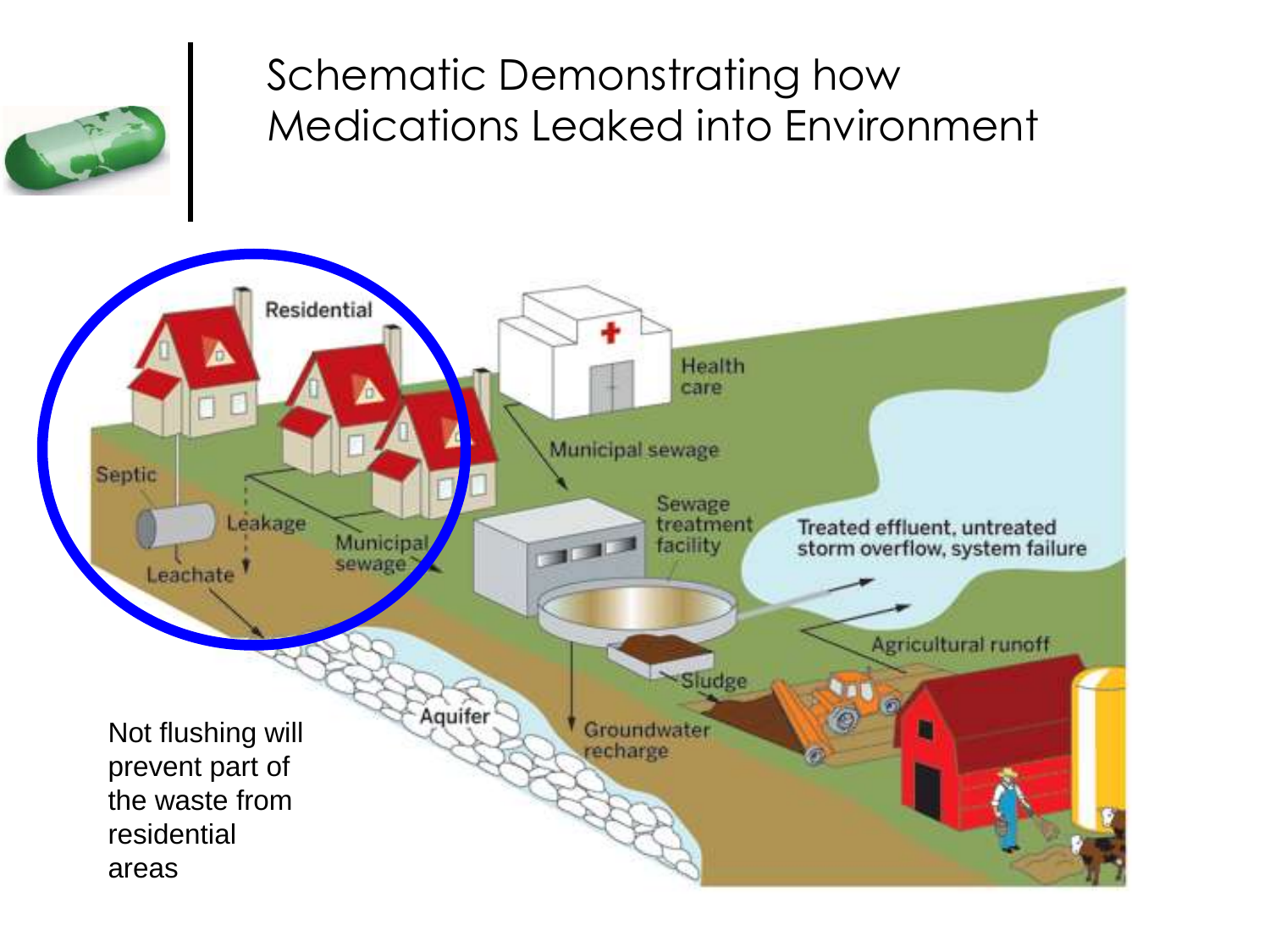# Schematic Demonstrating how Medications Leaked into Environment

Residential

Health care

Septic

Leakage

Municipal sewage

Leachate

Municipal sewage

Sewage treatment facility

Treated effluent, untreated storm overflow, system failure

Agricultural runoff

Sludge

Aquifer

Groundwater recharge

Not flushing will prevent part of the waste from residential areas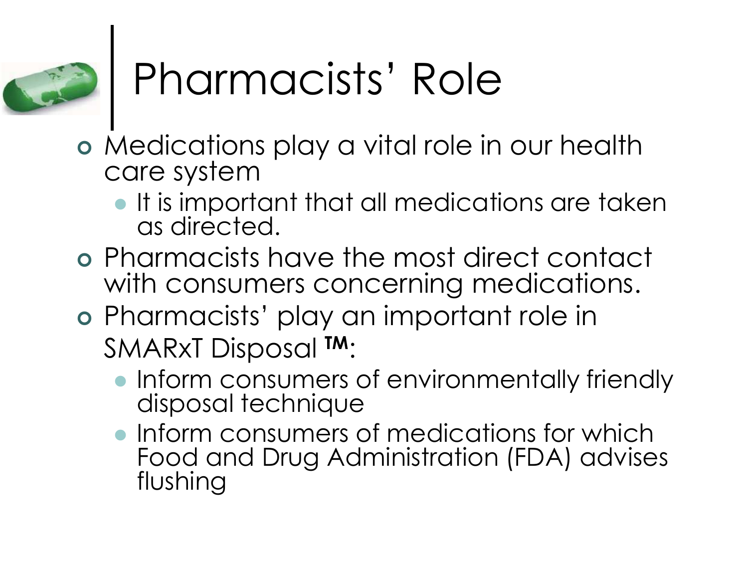# Pharmacists' Role

- Medications play a vital role in our health care system
  - It is important that all medications are taken as directed.
- Pharmacists have the most direct contact with consumers concerning medications.
- Pharmacists' play an important role in SMARxT Disposal ™:
  - Inform consumers of environmentally friendly disposal technique
  - Inform consumers of medications for which Food and Drug Administration (FDA) advises flushing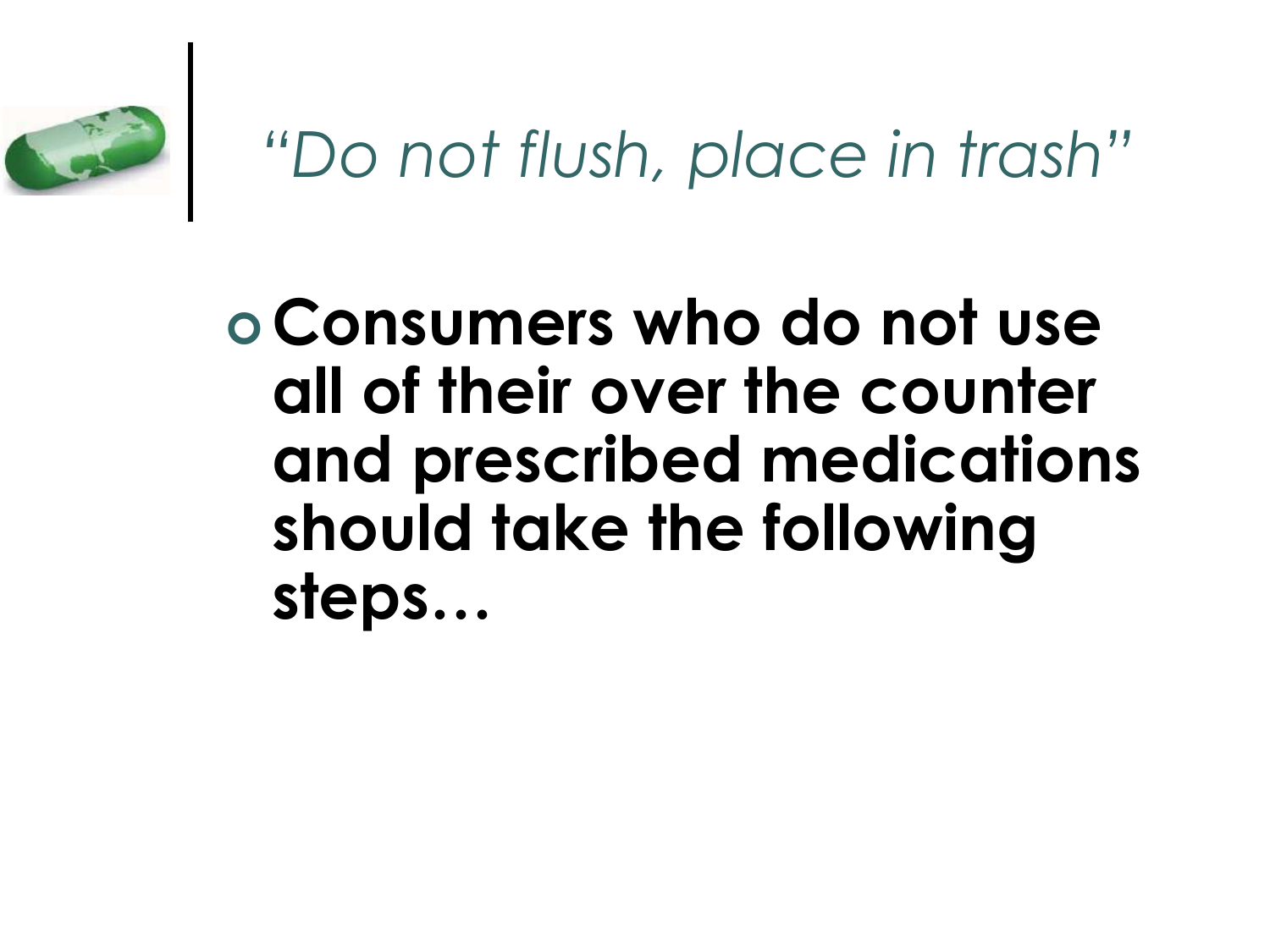# *"Do not flush, place in trash"*

- **Consumers who do not use all of their over the counter and prescribed medications should take the following steps…**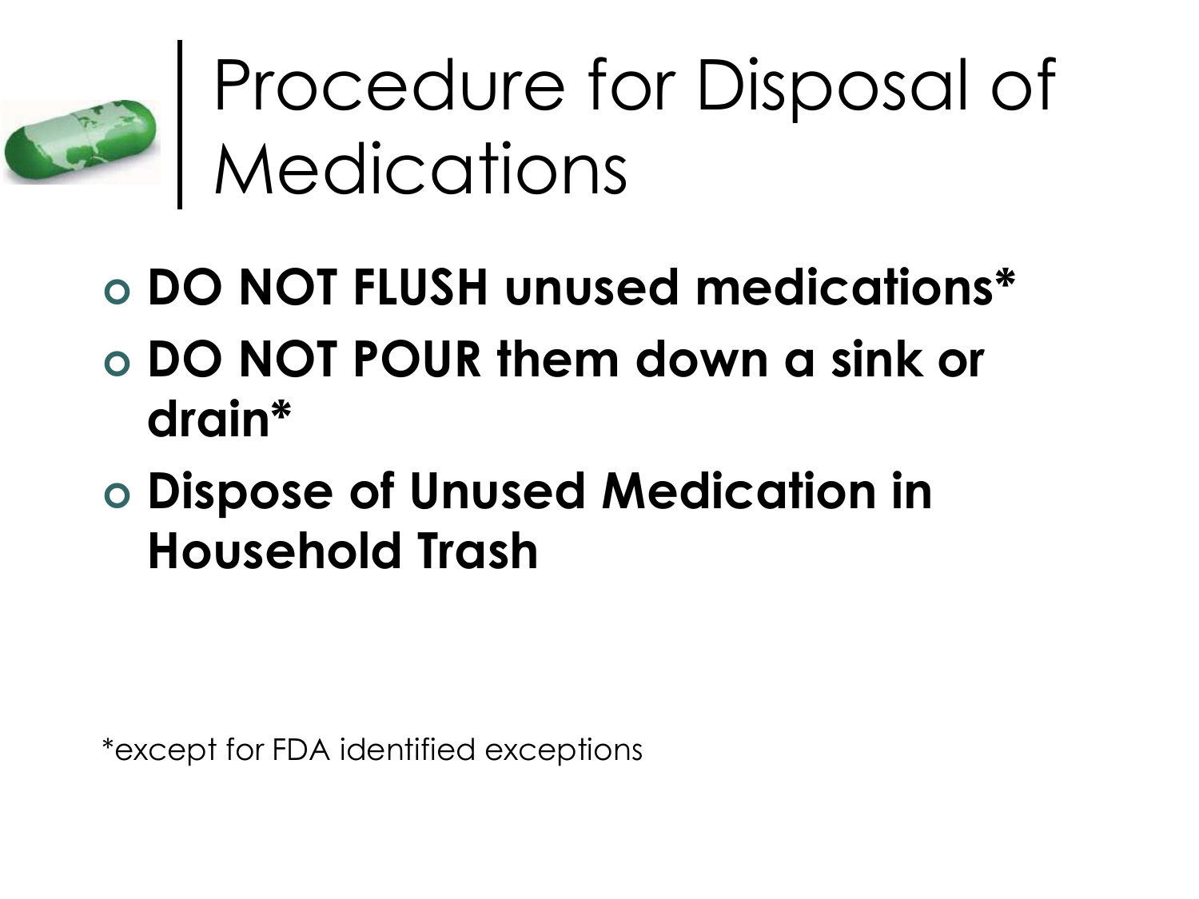# Procedure for Disposal of Medications

- **DO NOT FLUSH unused medications***
- **DO NOT POUR them down a sink or drain***
- **Dispose of Unused Medication in Household Trash**

*except for FDA identified exceptions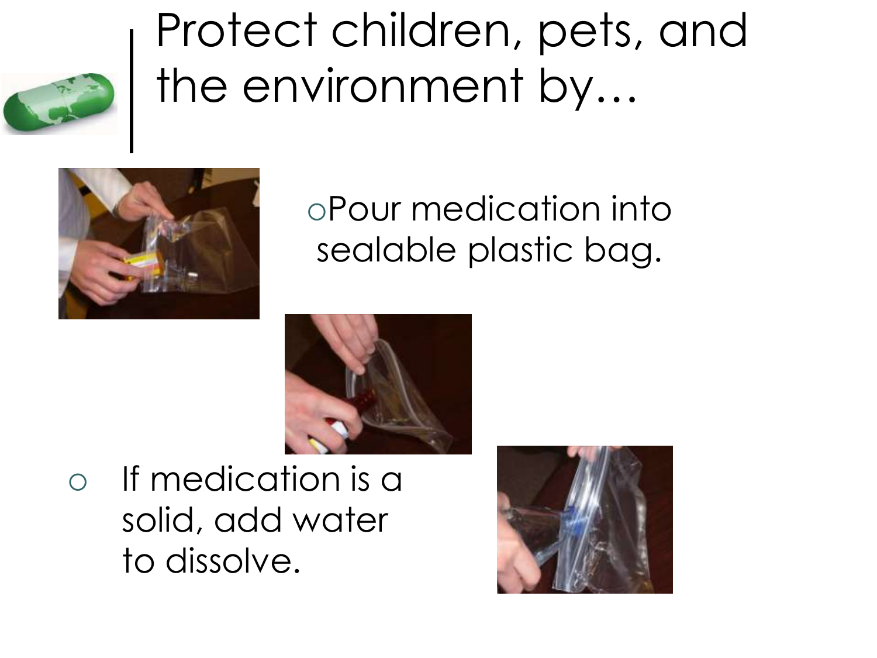# Protect children, pets, and the environment by…

- Pour medication into sealable plastic bag.
- If medication is a solid, add water to dissolve.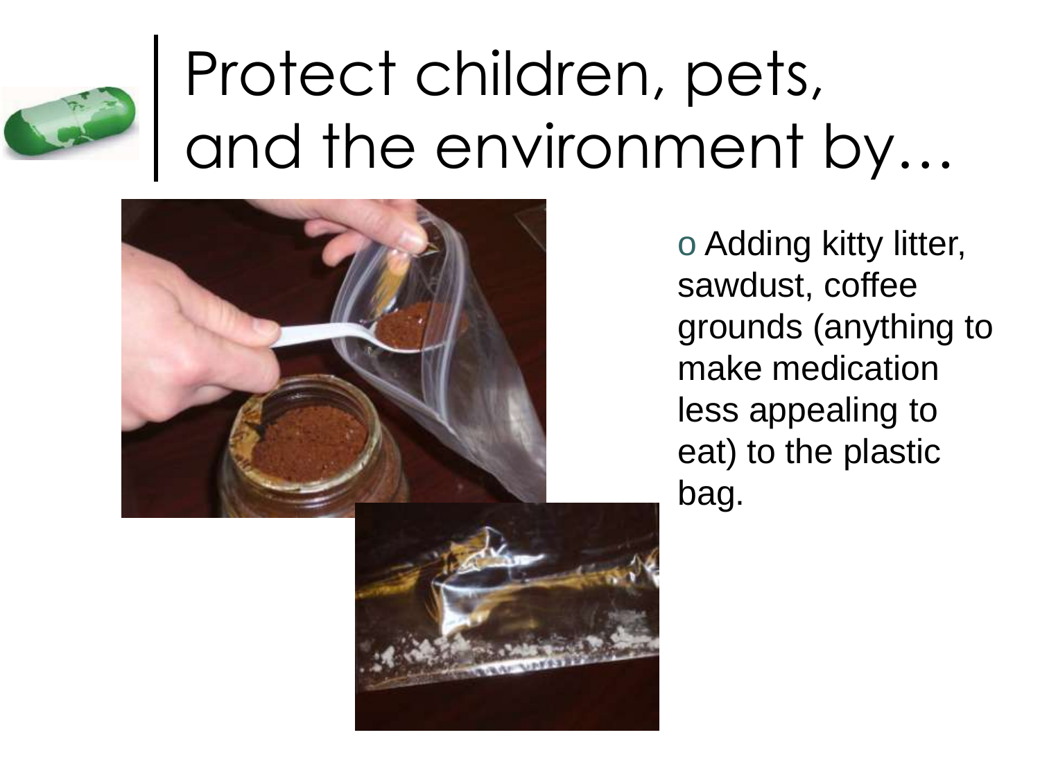# Protect children, pets, and the environment by…

- Adding kitty litter, sawdust, coffee grounds (anything to make medication less appealing to eat) to the plastic bag.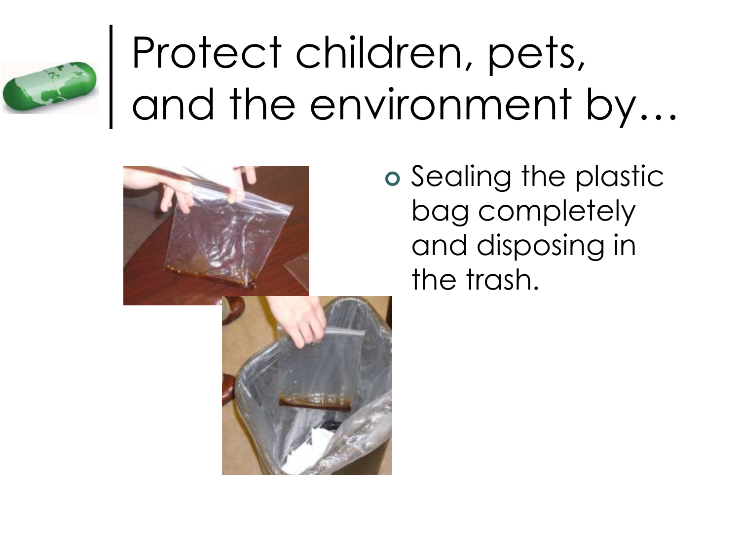# Protect children, pets, and the environment by…

- Sealing the plastic bag completely and disposing in the trash.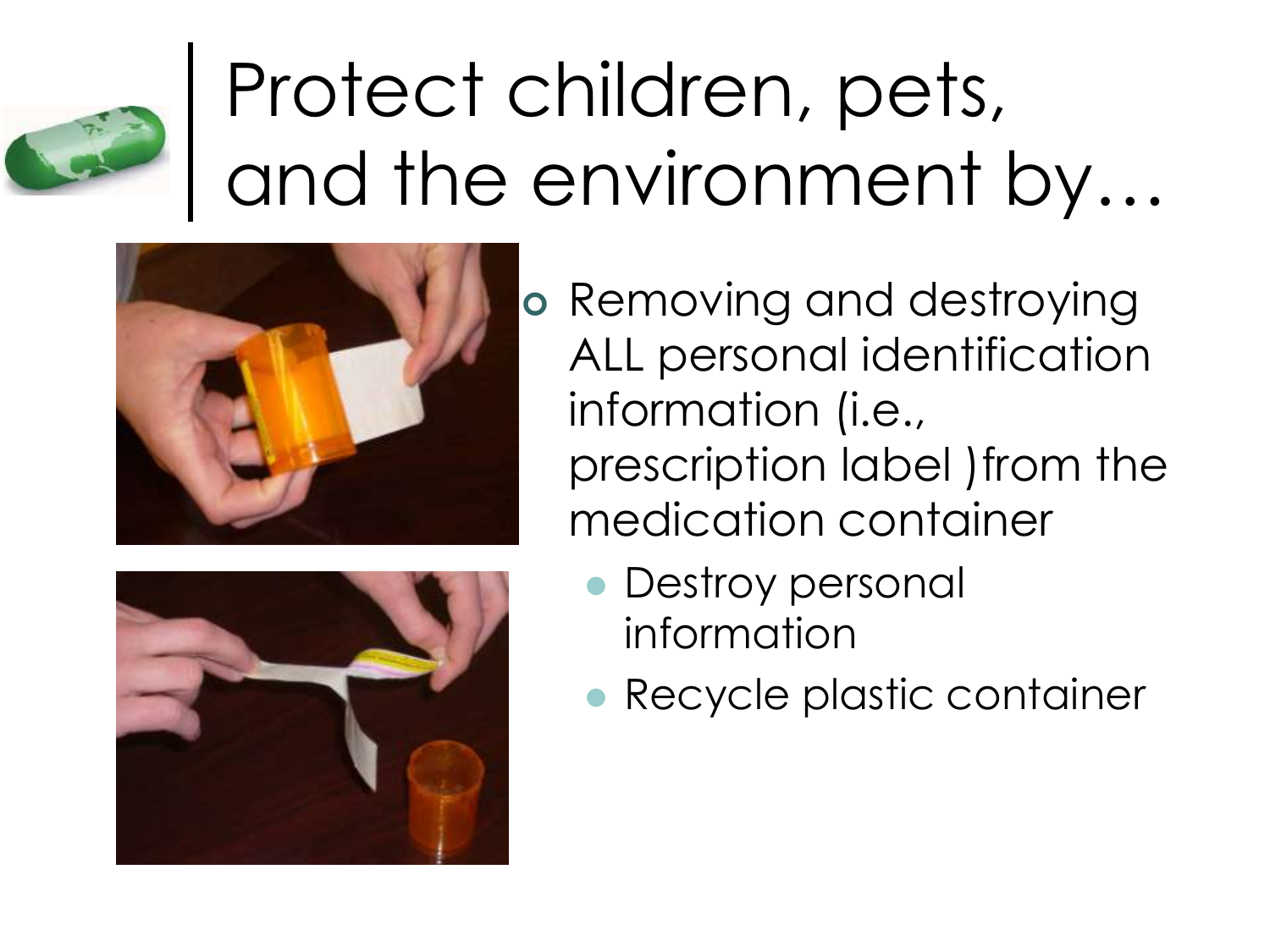# Protect children, pets, and the environment by…

- Removing and destroying ALL personal identification information (i.e., prescription label )from the medication container
  - Destroy personal information
  - Recycle plastic container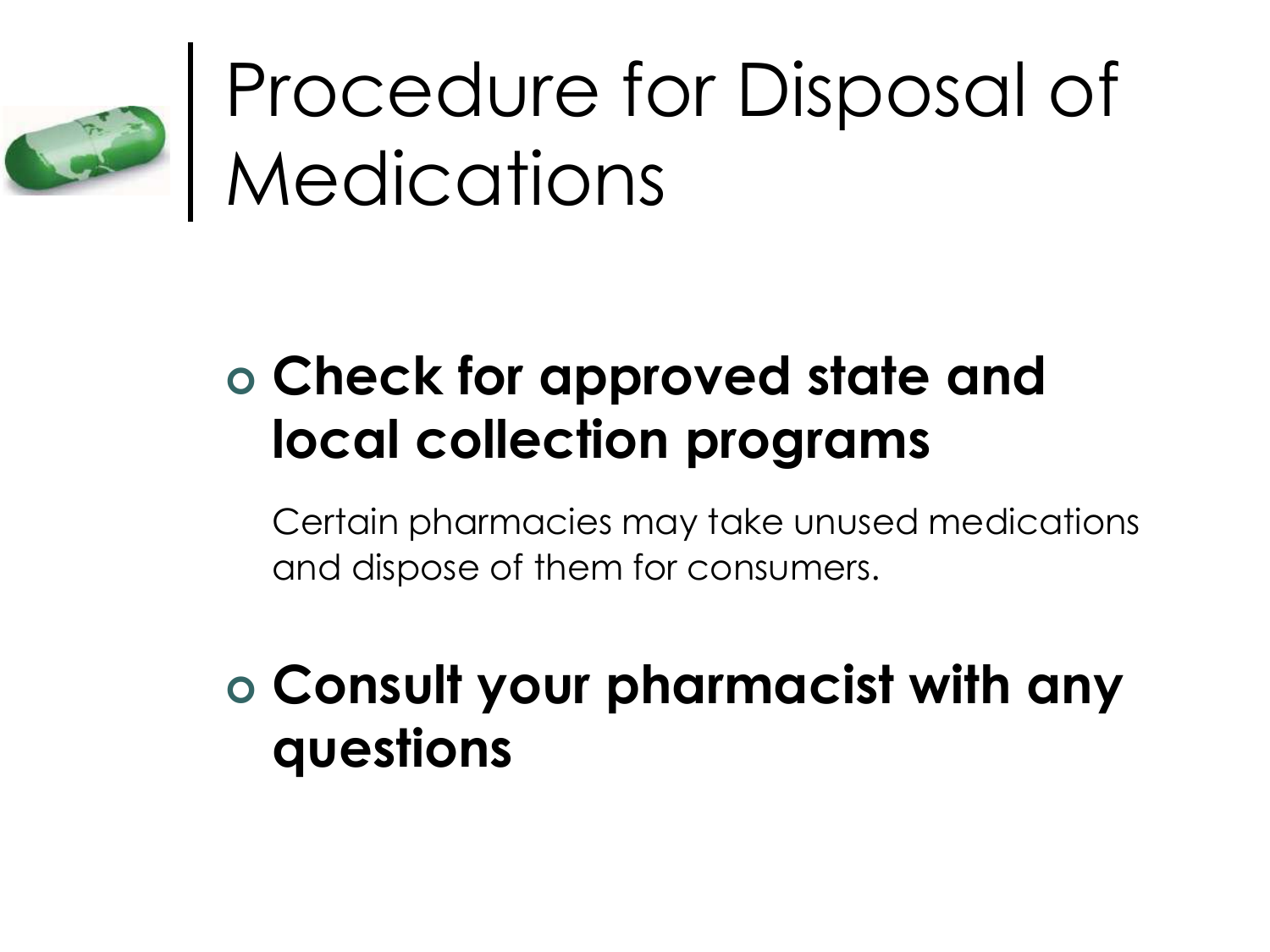# Procedure for Disposal of Medications

- **Check for approved state and local collection programs**

  Certain pharmacies may take unused medications and dispose of them for consumers.

- **Consult your pharmacist with any questions**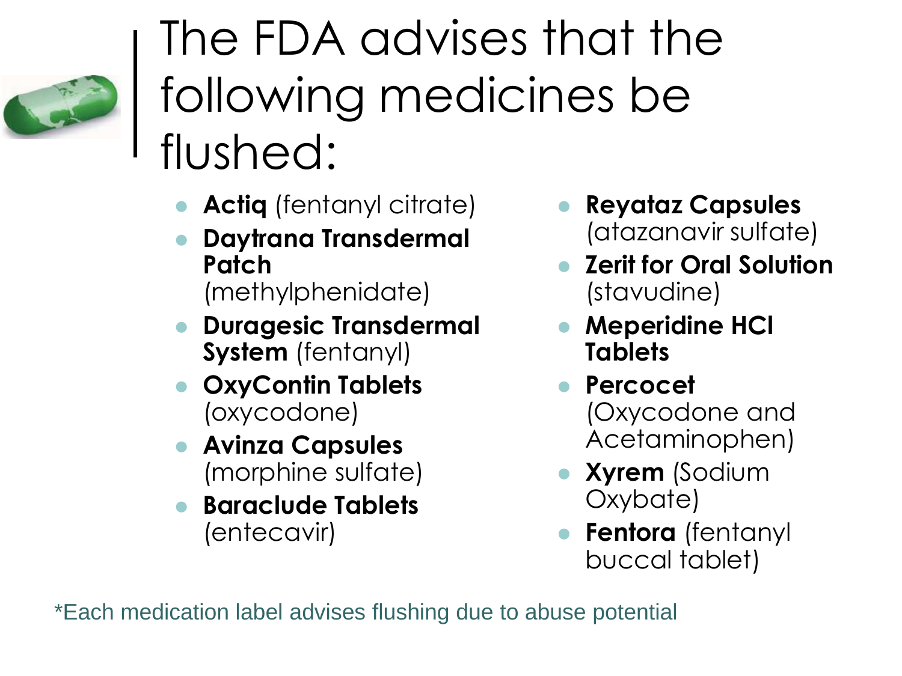# The FDA advises that the following medicines be flushed:

- **Actiq** (fentanyl citrate)
- **Daytrana Transdermal Patch** (methylphenidate)
- **Duragesic Transdermal System** (fentanyl)
- **OxyContin Tablets** (oxycodone)
- **Avinza Capsules** (morphine sulfate)
- **Baraclude Tablets** (entecavir)
- **Reyataz Capsules** (atazanavir sulfate)
- **Zerit for Oral Solution** (stavudine)
- **Meperidine HCl Tablets**
- **Percocet** (Oxycodone and Acetaminophen)
- **Xyrem** (Sodium Oxybate)
- **Fentora** (fentanyl buccal tablet)

*Each medication label advises flushing due to abuse potential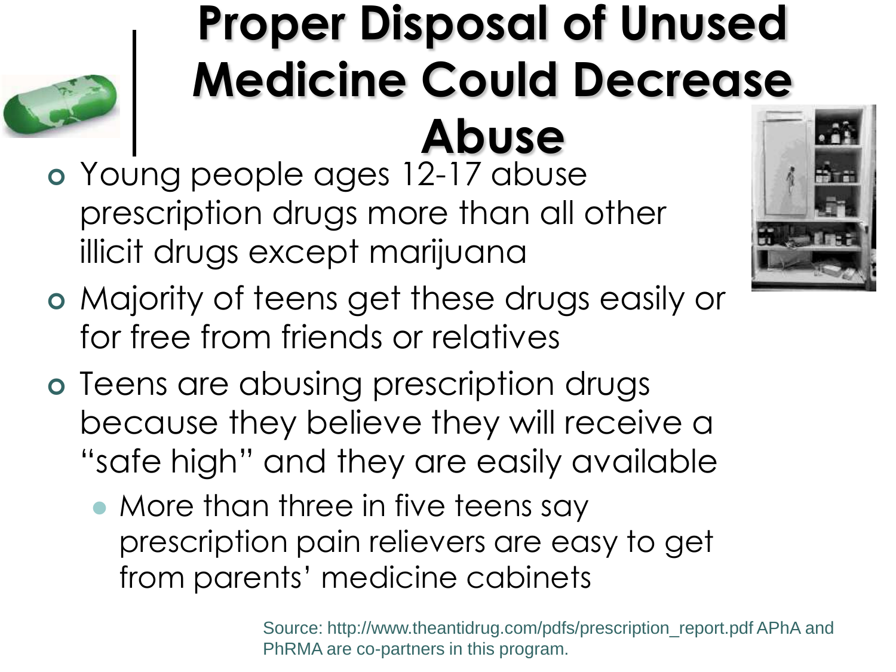# Proper Disposal of Unused Medicine Could Decrease Abuse

- Young people ages 12-17 abuse prescription drugs more than all other illicit drugs except marijuana
- Majority of teens get these drugs easily or for free from friends or relatives
- Teens are abusing prescription drugs because they believe they will receive a "safe high" and they are easily available
  - More than three in five teens say prescription pain relievers are easy to get from parents' medicine cabinets

Source: http://www.theantidrug.com/pdfs/prescription_report.pdf APhA and PhRMA are co-partners in this program.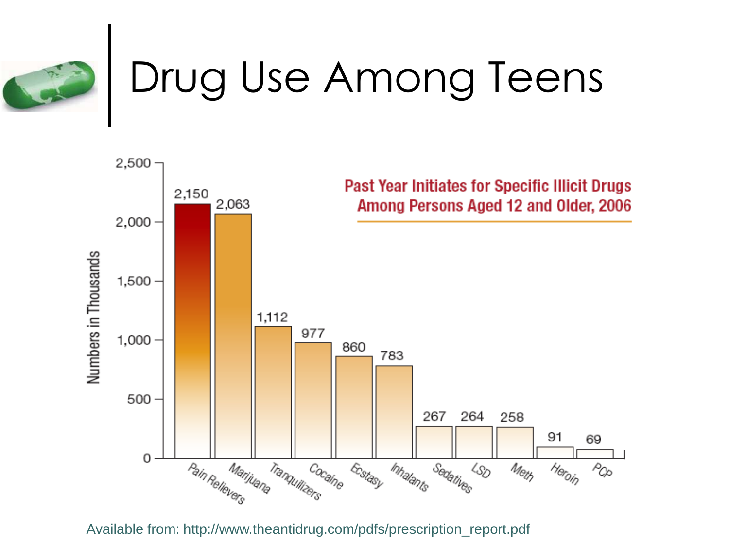# Drug Use Among Teens

**Past Year Initiates for Specific Illicit Drugs Among Persons Aged 12 and Older, 2006**

| Drug | Numbers in Thousands |
|---|---|
| Pain Relievers | 2,150 |
| Marijuana | 2,063 |
| Tranquilizers | 1,112 |
| Cocaine | 977 |
| Ecstasy | 860 |
| Inhalants | 783 |
| Sedatives | 267 |
| LSD | 264 |
| Meth | 258 |
| Heroin | 91 |
| PCP | 69 |

Available from: http://www.theantidrug.com/pdfs/prescription_report.pdf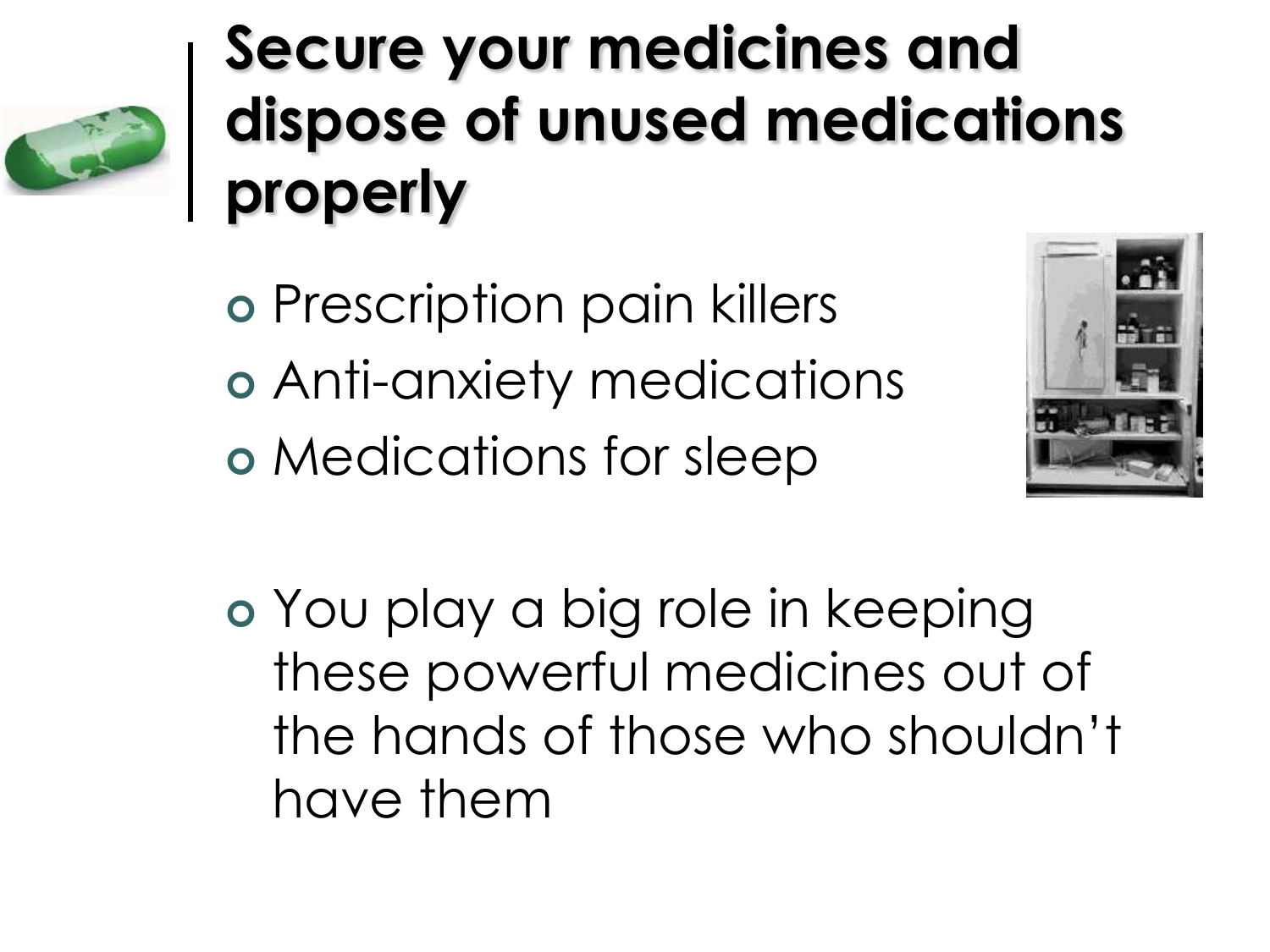# Secure your medicines and dispose of unused medications properly

- Prescription pain killers
- Anti-anxiety medications
- Medications for sleep

- You play a big role in keeping these powerful medicines out of the hands of those who shouldn't have them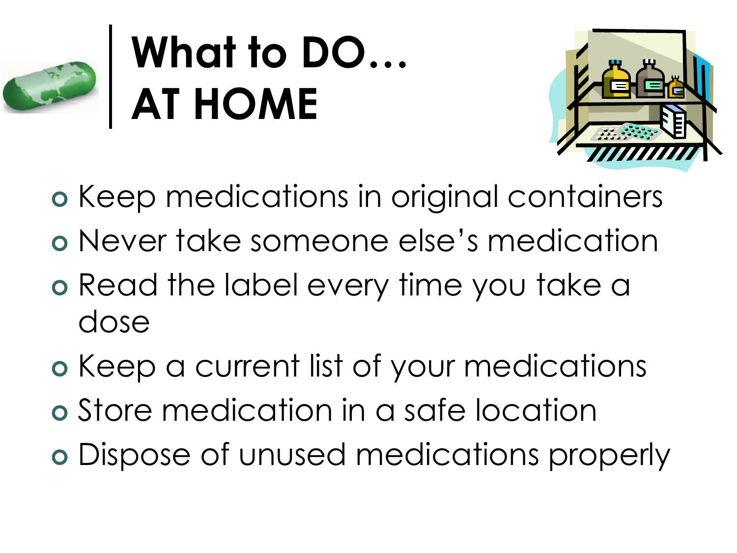# What to DO… AT HOME

- Keep medications in original containers
- Never take someone else's medication
- Read the label every time you take a dose
- Keep a current list of your medications
- Store medication in a safe location
- Dispose of unused medications properly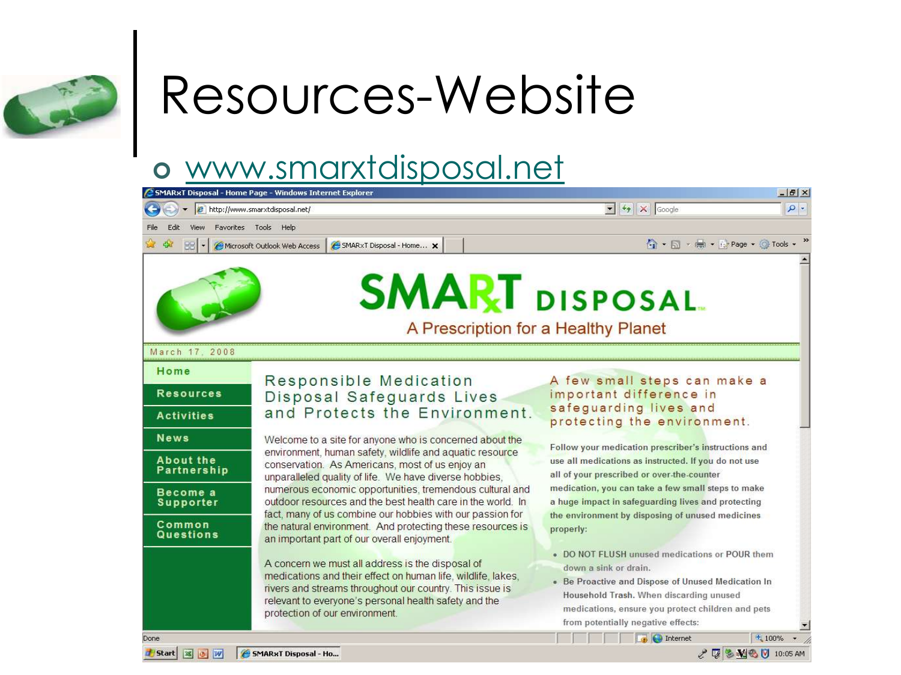# Resources-Website

- www.smarxtdisposal.net

SMARxT DISPOSAL

A Prescription for a Healthy Planet

March 17, 2008

- Home
- Resources
- Activities
- News
- About the Partnership
- Become a Supporter
- Common Questions

## Responsible Medication Disposal Safeguards Lives and Protects the Environment.

Welcome to a site for anyone who is concerned about the environment, human safety, wildlife and aquatic resource conservation. As Americans, most of us enjoy an unparalleled quality of life. We have diverse hobbies, numerous economic opportunities, tremendous cultural and outdoor resources and the best health care in the world. In fact, many of us combine our hobbies with our passion for the natural environment. And protecting these resources is an important part of our overall enjoyment.

A concern we must all address is the disposal of medications and their effect on human life, wildlife, lakes, rivers and streams throughout our country. This issue is relevant to everyone's personal health safety and the protection of our environment.

## A few small steps can make a important difference in safeguarding lives and protecting the environment.

Follow your medication prescriber's instructions and use all medications as instructed. If you do not use all of your prescribed or over-the-counter medication, you can take a few small steps to make a huge impact in safeguarding lives and protecting the environment by disposing of unused medicines properly:

- DO NOT FLUSH unused medications or POUR them down a sink or drain.
- Be Proactive and Dispose of Unused Medication In Household Trash. When discarding unused medications, ensure you protect children and pets from potentially negative effects: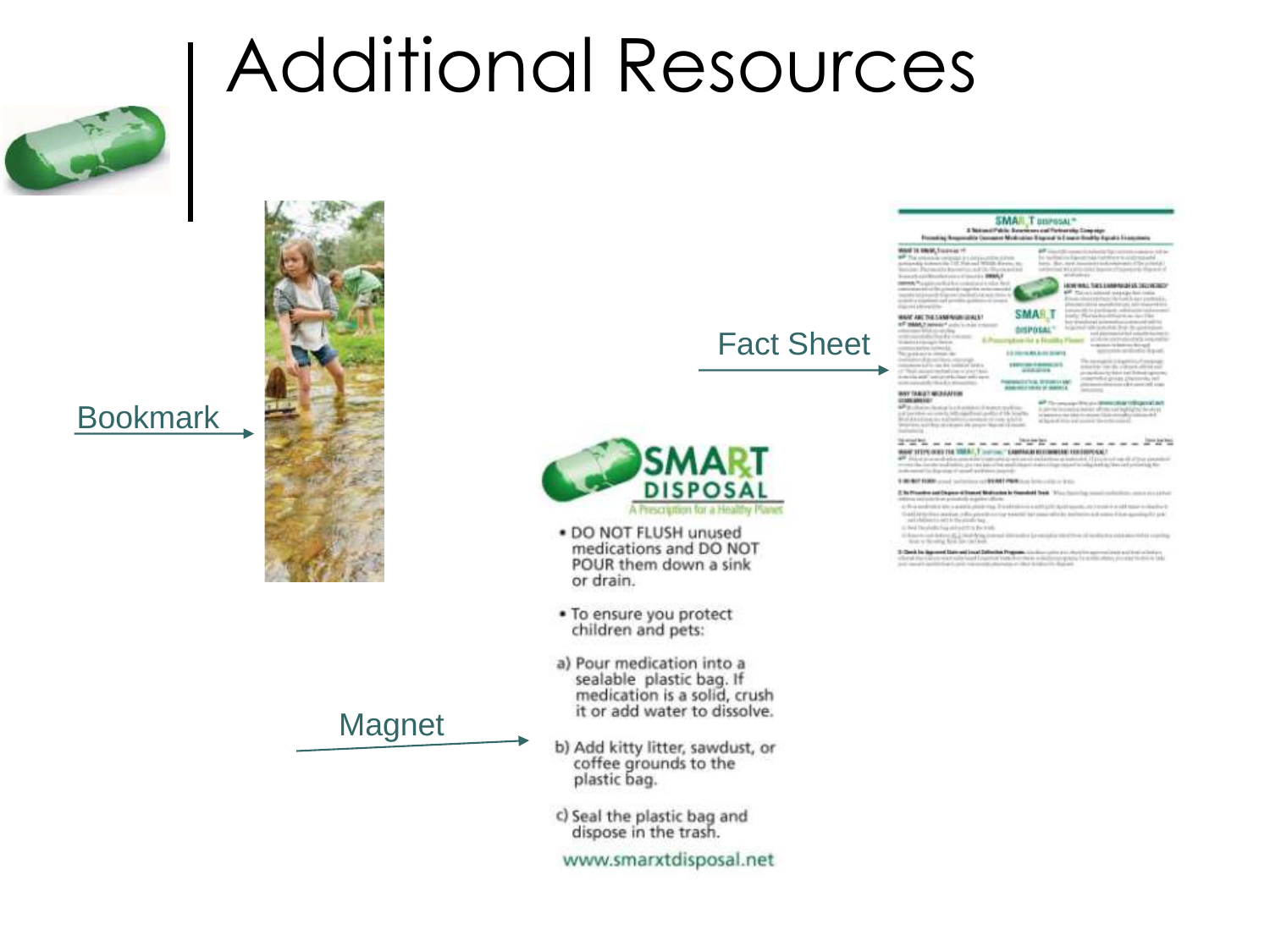# Additional Resources

Bookmark

Fact Sheet

Magnet

SMARxT DISPOSAL

A Prescription for a Healthy Planet

- DO NOT FLUSH unused medications and DO NOT POUR them down a sink or drain.
- To ensure you protect children and pets:

a) Pour medication into a sealable plastic bag. If medication is a solid, crush it or add water to dissolve.

b) Add kitty litter, sawdust, or coffee grounds to the plastic bag.

c) Seal the plastic bag and dispose in the trash.

www.smarxtdisposal.net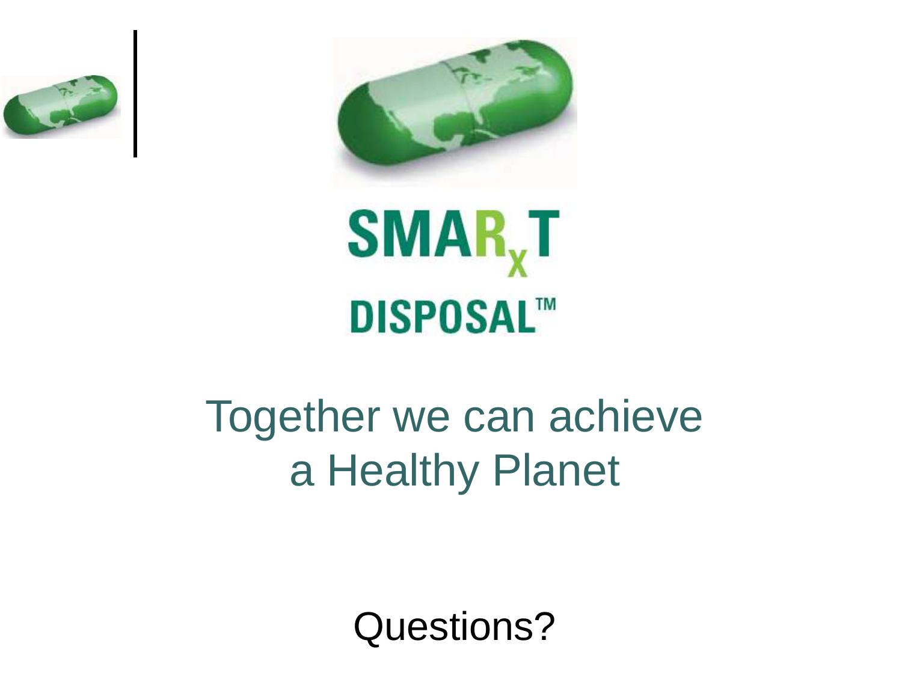SMAR$_X$T

DISPOSAL™

Together we can achieve a Healthy Planet

Questions?